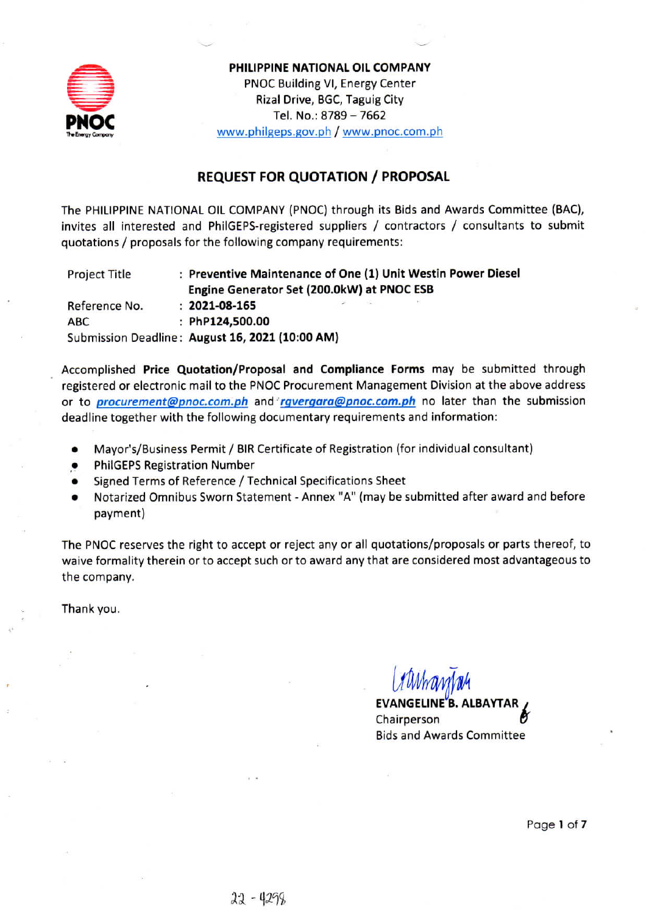**PHILIPPINE NATIONAL OIL COMPANY**
PNOC Building VI, Energy Center
Rizal Drive, BGC, Taguig City
Tel. No.: 8789 – 7662
www.philgeps.gov.ph / www.pnoc.com.ph

## REQUEST FOR QUOTATION / PROPOSAL

The PHILIPPINE NATIONAL OIL COMPANY (PNOC) through its Bids and Awards Committee (BAC), invites all interested and PhilGEPS-registered suppliers / contractors / consultants to submit quotations / proposals for the following company requirements:

| | |
|---|---|
| Project Title | : **Preventive Maintenance of One (1) Unit Westin Power Diesel Engine Generator Set (200.0kW) at PNOC ESB** |
| Reference No. | : **2021-08-165** |
| ABC | : **PhP124,500.00** |
| Submission Deadline | : **August 16, 2021 (10:00 AM)** |

Accomplished **Price Quotation/Proposal and Compliance Forms** may be submitted through registered or electronic mail to the PNOC Procurement Management Division at the above address or to ***procurement@pnoc.com.ph*** and ***rgvergara@pnoc.com.ph*** no later than the submission deadline together with the following documentary requirements and information:

- Mayor's/Business Permit / BIR Certificate of Registration (for individual consultant)
- PhilGEPS Registration Number
- Signed Terms of Reference / Technical Specifications Sheet
- Notarized Omnibus Sworn Statement - Annex "A" (may be submitted after award and before payment)

The PNOC reserves the right to accept or reject any or all quotations/proposals or parts thereof, to waive formality therein or to accept such or to award any that are considered most advantageous to the company.

Thank you.

**EVANGELINE B. ALBAYTAR**
Chairperson
Bids and Awards Committee

22 - 4298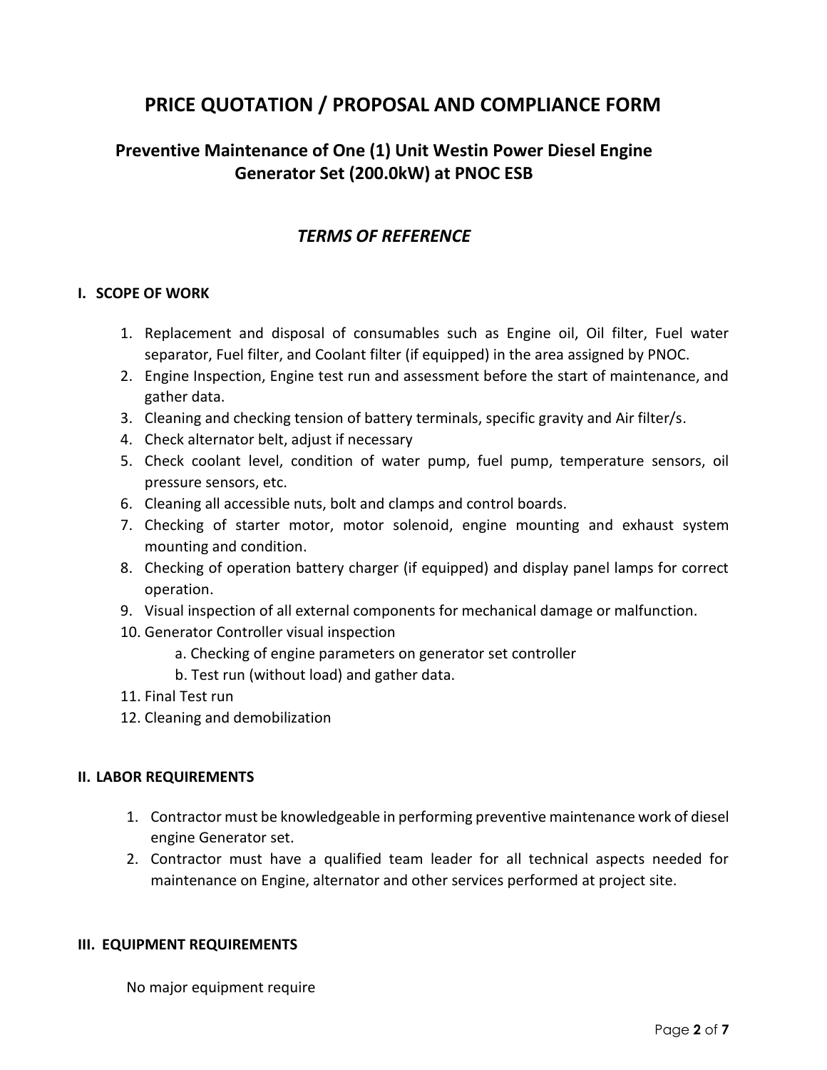# PRICE QUOTATION / PROPOSAL AND COMPLIANCE FORM

## Preventive Maintenance of One (1) Unit Westin Power Diesel Engine Generator Set (200.0kW) at PNOC ESB

### *TERMS OF REFERENCE*

**I. SCOPE OF WORK**

1. Replacement and disposal of consumables such as Engine oil, Oil filter, Fuel water separator, Fuel filter, and Coolant filter (if equipped) in the area assigned by PNOC.
2. Engine Inspection, Engine test run and assessment before the start of maintenance, and gather data.
3. Cleaning and checking tension of battery terminals, specific gravity and Air filter/s.
4. Check alternator belt, adjust if necessary
5. Check coolant level, condition of water pump, fuel pump, temperature sensors, oil pressure sensors, etc.
6. Cleaning all accessible nuts, bolt and clamps and control boards.
7. Checking of starter motor, motor solenoid, engine mounting and exhaust system mounting and condition.
8. Checking of operation battery charger (if equipped) and display panel lamps for correct operation.
9. Visual inspection of all external components for mechanical damage or malfunction.
10. Generator Controller visual inspection
    a. Checking of engine parameters on generator set controller
    b. Test run (without load) and gather data.
11. Final Test run
12. Cleaning and demobilization

**II. LABOR REQUIREMENTS**

1. Contractor must be knowledgeable in performing preventive maintenance work of diesel engine Generator set.
2. Contractor must have a qualified team leader for all technical aspects needed for maintenance on Engine, alternator and other services performed at project site.

**III. EQUIPMENT REQUIREMENTS**

No major equipment require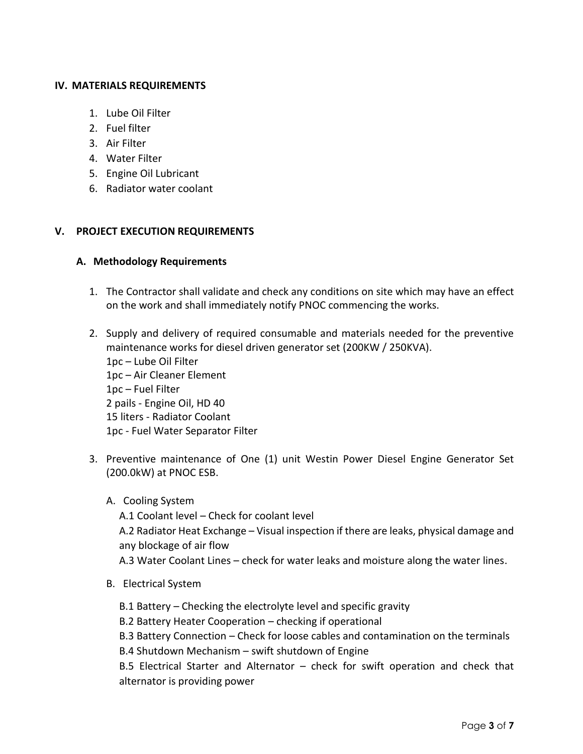## IV. MATERIALS REQUIREMENTS

1. Lube Oil Filter
2. Fuel filter
3. Air Filter
4. Water Filter
5. Engine Oil Lubricant
6. Radiator water coolant

## V. PROJECT EXECUTION REQUIREMENTS

### A. Methodology Requirements

1. The Contractor shall validate and check any conditions on site which may have an effect on the work and shall immediately notify PNOC commencing the works.

2. Supply and delivery of required consumable and materials needed for the preventive maintenance works for diesel driven generator set (200KW / 250KVA).
   1pc – Lube Oil Filter
   1pc – Air Cleaner Element
   1pc – Fuel Filter
   2 pails - Engine Oil, HD 40
   15 liters - Radiator Coolant
   1pc - Fuel Water Separator Filter

3. Preventive maintenance of One (1) unit Westin Power Diesel Engine Generator Set (200.0kW) at PNOC ESB.

   A. Cooling System

      A.1 Coolant level – Check for coolant level
      A.2 Radiator Heat Exchange – Visual inspection if there are leaks, physical damage and any blockage of air flow
      A.3 Water Coolant Lines – check for water leaks and moisture along the water lines.

   B. Electrical System

      B.1 Battery – Checking the electrolyte level and specific gravity
      B.2 Battery Heater Cooperation – checking if operational
      B.3 Battery Connection – Check for loose cables and contamination on the terminals
      B.4 Shutdown Mechanism – swift shutdown of Engine
      B.5 Electrical Starter and Alternator – check for swift operation and check that alternator is providing power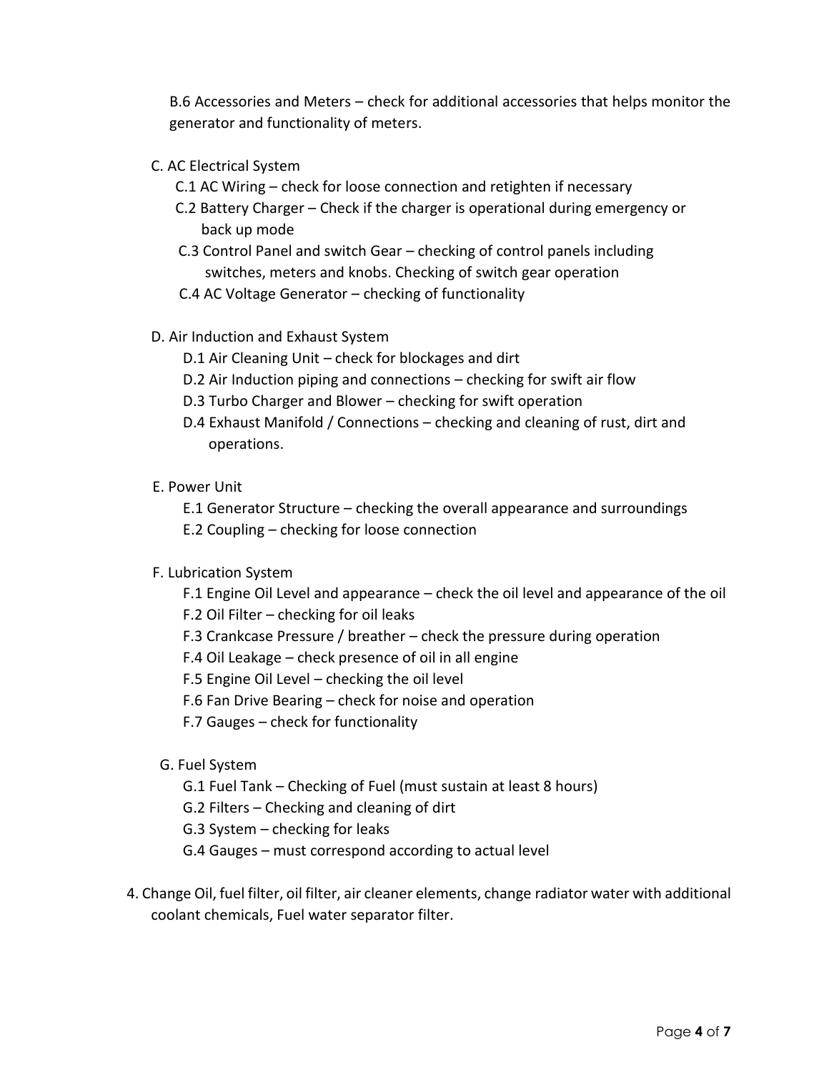B.6 Accessories and Meters – check for additional accessories that helps monitor the generator and functionality of meters.

C. AC Electrical System
  - C.1 AC Wiring – check for loose connection and retighten if necessary
  - C.2 Battery Charger – Check if the charger is operational during emergency or back up mode
  - C.3 Control Panel and switch Gear – checking of control panels including switches, meters and knobs. Checking of switch gear operation
  - C.4 AC Voltage Generator – checking of functionality

D. Air Induction and Exhaust System
  - D.1 Air Cleaning Unit – check for blockages and dirt
  - D.2 Air Induction piping and connections – checking for swift air flow
  - D.3 Turbo Charger and Blower – checking for swift operation
  - D.4 Exhaust Manifold / Connections – checking and cleaning of rust, dirt and operations.

E. Power Unit
  - E.1 Generator Structure – checking the overall appearance and surroundings
  - E.2 Coupling – checking for loose connection

F. Lubrication System
  - F.1 Engine Oil Level and appearance – check the oil level and appearance of the oil
  - F.2 Oil Filter – checking for oil leaks
  - F.3 Crankcase Pressure / breather – check the pressure during operation
  - F.4 Oil Leakage – check presence of oil in all engine
  - F.5 Engine Oil Level – checking the oil level
  - F.6 Fan Drive Bearing – check for noise and operation
  - F.7 Gauges – check for functionality

G. Fuel System
  - G.1 Fuel Tank – Checking of Fuel (must sustain at least 8 hours)
  - G.2 Filters – Checking and cleaning of dirt
  - G.3 System – checking for leaks
  - G.4 Gauges – must correspond according to actual level

4. Change Oil, fuel filter, oil filter, air cleaner elements, change radiator water with additional coolant chemicals, Fuel water separator filter.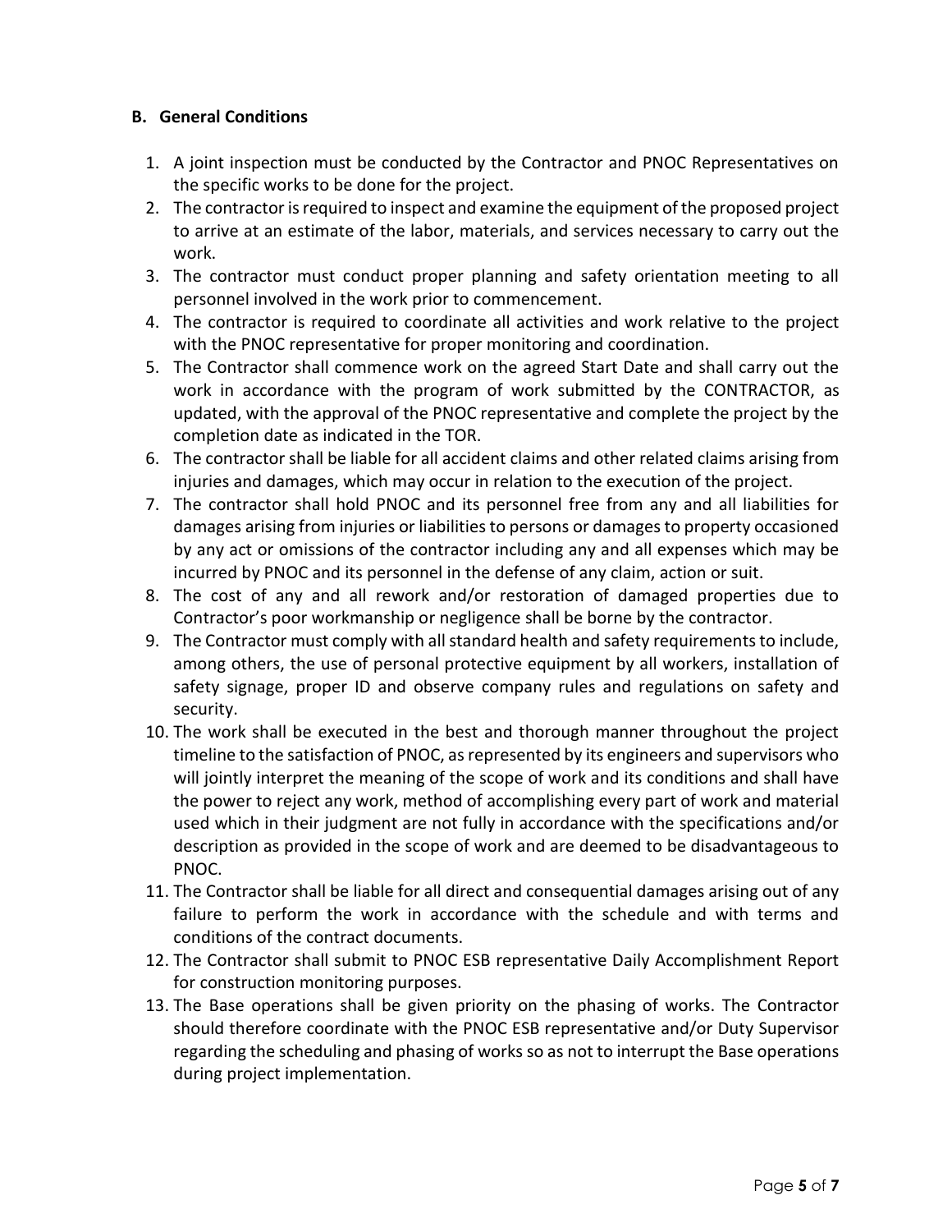**B. General Conditions**

1. A joint inspection must be conducted by the Contractor and PNOC Representatives on the specific works to be done for the project.
2. The contractor is required to inspect and examine the equipment of the proposed project to arrive at an estimate of the labor, materials, and services necessary to carry out the work.
3. The contractor must conduct proper planning and safety orientation meeting to all personnel involved in the work prior to commencement.
4. The contractor is required to coordinate all activities and work relative to the project with the PNOC representative for proper monitoring and coordination.
5. The Contractor shall commence work on the agreed Start Date and shall carry out the work in accordance with the program of work submitted by the CONTRACTOR, as updated, with the approval of the PNOC representative and complete the project by the completion date as indicated in the TOR.
6. The contractor shall be liable for all accident claims and other related claims arising from injuries and damages, which may occur in relation to the execution of the project.
7. The contractor shall hold PNOC and its personnel free from any and all liabilities for damages arising from injuries or liabilities to persons or damages to property occasioned by any act or omissions of the contractor including any and all expenses which may be incurred by PNOC and its personnel in the defense of any claim, action or suit.
8. The cost of any and all rework and/or restoration of damaged properties due to Contractor's poor workmanship or negligence shall be borne by the contractor.
9. The Contractor must comply with all standard health and safety requirements to include, among others, the use of personal protective equipment by all workers, installation of safety signage, proper ID and observe company rules and regulations on safety and security.
10. The work shall be executed in the best and thorough manner throughout the project timeline to the satisfaction of PNOC, as represented by its engineers and supervisors who will jointly interpret the meaning of the scope of work and its conditions and shall have the power to reject any work, method of accomplishing every part of work and material used which in their judgment are not fully in accordance with the specifications and/or description as provided in the scope of work and are deemed to be disadvantageous to PNOC.
11. The Contractor shall be liable for all direct and consequential damages arising out of any failure to perform the work in accordance with the schedule and with terms and conditions of the contract documents.
12. The Contractor shall submit to PNOC ESB representative Daily Accomplishment Report for construction monitoring purposes.
13. The Base operations shall be given priority on the phasing of works. The Contractor should therefore coordinate with the PNOC ESB representative and/or Duty Supervisor regarding the scheduling and phasing of works so as not to interrupt the Base operations during project implementation.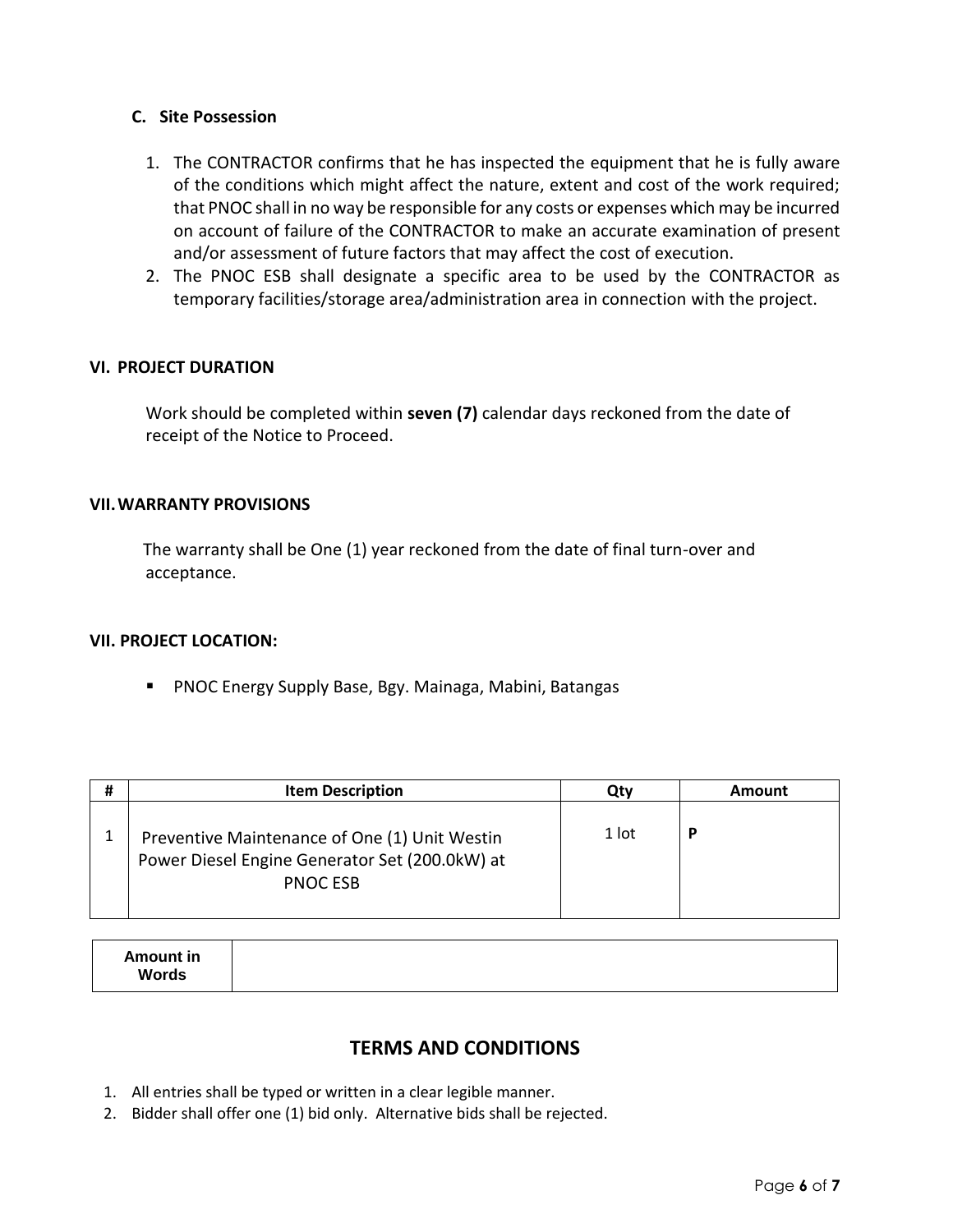### C. Site Possession

1. The CONTRACTOR confirms that he has inspected the equipment that he is fully aware of the conditions which might affect the nature, extent and cost of the work required; that PNOC shall in no way be responsible for any costs or expenses which may be incurred on account of failure of the CONTRACTOR to make an accurate examination of present and/or assessment of future factors that may affect the cost of execution.
2. The PNOC ESB shall designate a specific area to be used by the CONTRACTOR as temporary facilities/storage area/administration area in connection with the project.

## VI. PROJECT DURATION

Work should be completed within **seven (7)** calendar days reckoned from the date of receipt of the Notice to Proceed.

## VII. WARRANTY PROVISIONS

The warranty shall be One (1) year reckoned from the date of final turn-over and acceptance.

## VII. PROJECT LOCATION:

- PNOC Energy Supply Base, Bgy. Mainaga, Mabini, Batangas

| # | Item Description | Qty | Amount |
|---|---|---|---|
| 1 | Preventive Maintenance of One (1) Unit Westin Power Diesel Engine Generator Set (200.0kW) at PNOC ESB | 1 lot | **P** |

| **Amount in Words** | |
|---|---|

## TERMS AND CONDITIONS

1. All entries shall be typed or written in a clear legible manner.
2. Bidder shall offer one (1) bid only. Alternative bids shall be rejected.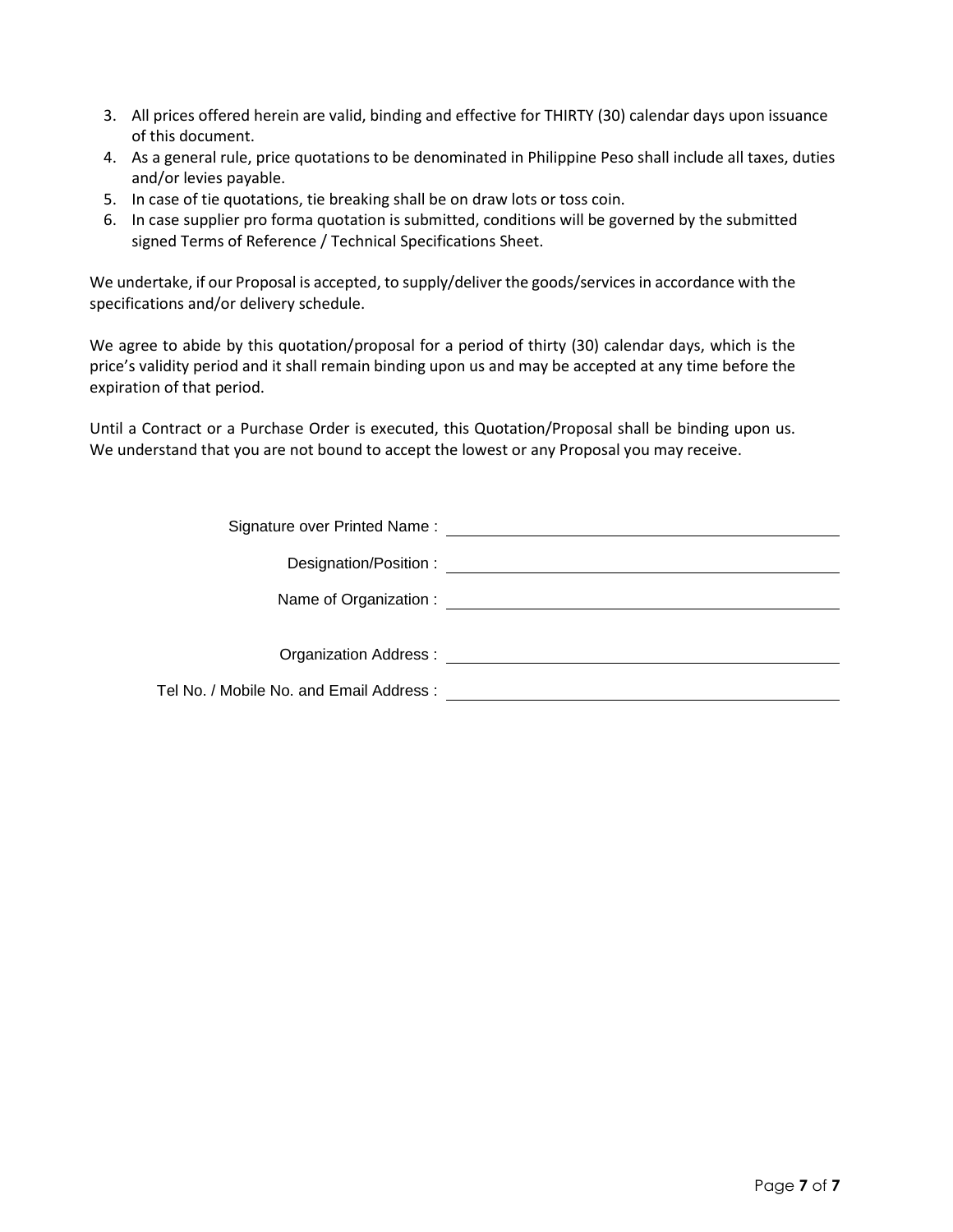3. All prices offered herein are valid, binding and effective for THIRTY (30) calendar days upon issuance of this document.
4. As a general rule, price quotations to be denominated in Philippine Peso shall include all taxes, duties and/or levies payable.
5. In case of tie quotations, tie breaking shall be on draw lots or toss coin.
6. In case supplier pro forma quotation is submitted, conditions will be governed by the submitted signed Terms of Reference / Technical Specifications Sheet.

We undertake, if our Proposal is accepted, to supply/deliver the goods/services in accordance with the specifications and/or delivery schedule.

We agree to abide by this quotation/proposal for a period of thirty (30) calendar days, which is the price's validity period and it shall remain binding upon us and may be accepted at any time before the expiration of that period.

Until a Contract or a Purchase Order is executed, this Quotation/Proposal shall be binding upon us. We understand that you are not bound to accept the lowest or any Proposal you may receive.

Signature over Printed Name : ______________________________

Designation/Position : ______________________________

Name of Organization : ______________________________

Organization Address : ______________________________

Tel No. / Mobile No. and Email Address : ______________________________